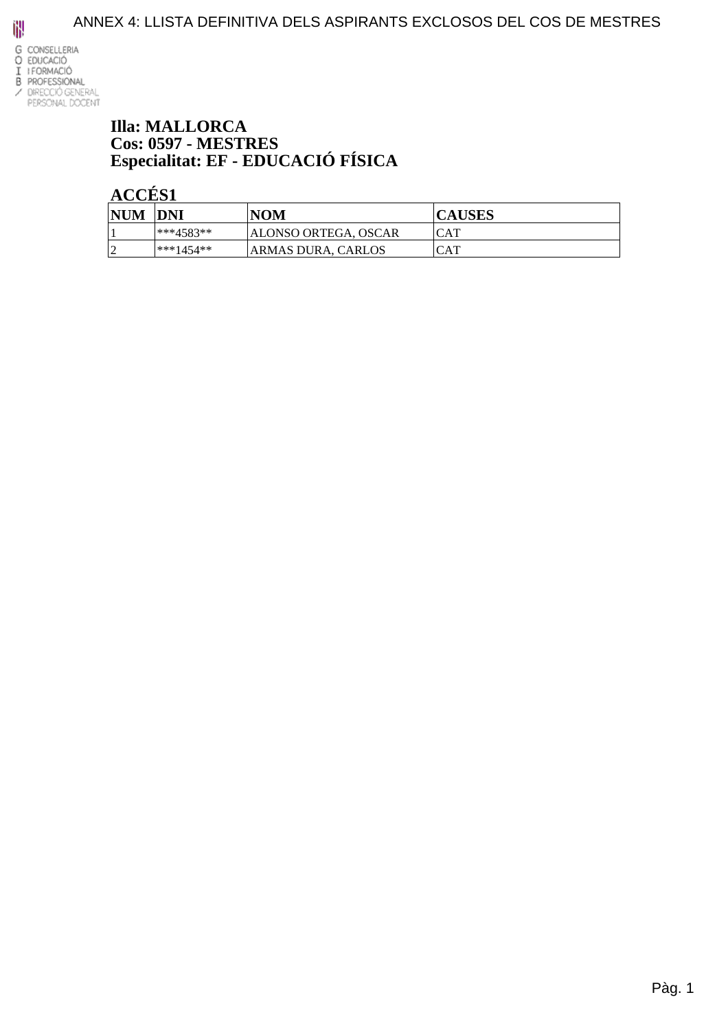# ANNEX 4: LLISTA DEFINITIVA DELS ASPIRANTS EXCLOSOS DEL COS DE MESTRES

G CONSELLERIA
O EDUCACIÓ
I I FORMACIÓ
B PROFESSIONAL
/ DIRECCIÓ GENERAL
PERSONAL DOCENT

## Illa: MALLORCA
## Cos: 0597 - MESTRES
## Especialitat: EF - EDUCACIÓ FÍSICA

### ACCÉS1

| NUM | DNI | NOM | CAUSES |
|---|---|---|---|
| 1 | ***4583** | ALONSO ORTEGA, OSCAR | CAT |
| 2 | ***1454** | ARMAS DURA, CARLOS | CAT |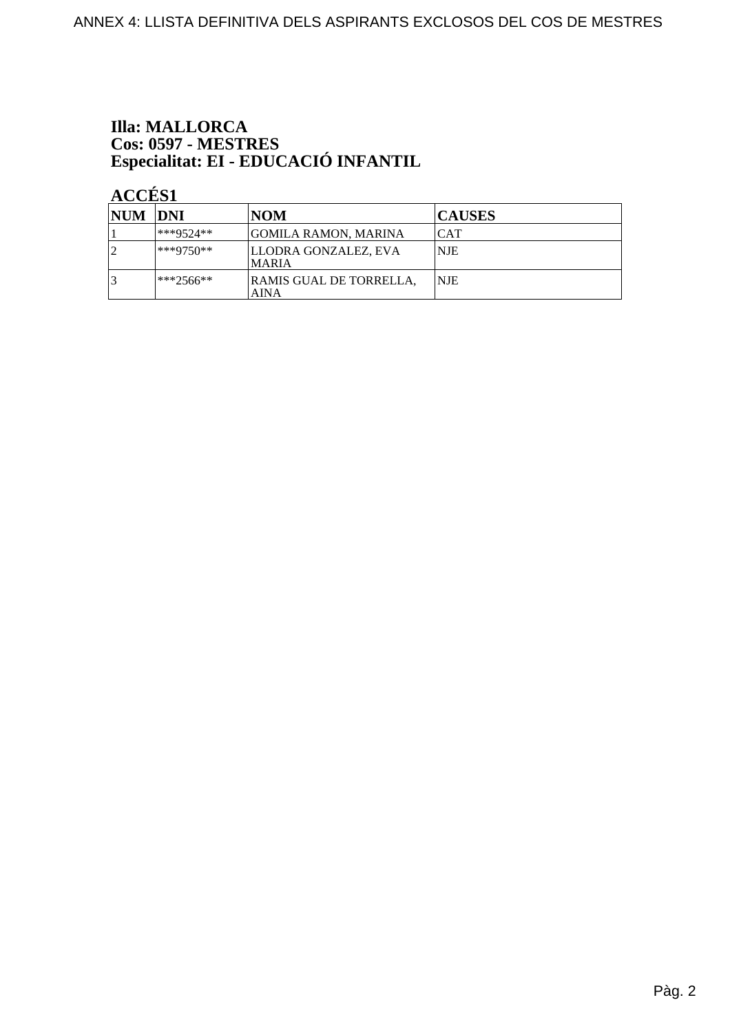**Illa: MALLORCA**
**Cos: 0597 - MESTRES**
**Especialitat: EI - EDUCACIÓ INFANTIL**

**ACCÉS1**

| NUM | DNI | NOM | CAUSES |
|---|---|---|---|
| 1 | ***9524** | GOMILA RAMON, MARINA | CAT |
| 2 | ***9750** | LLODRA GONZALEZ, EVA MARIA | NJE |
| 3 | ***2566** | RAMIS GUAL DE TORRELLA, AINA | NJE |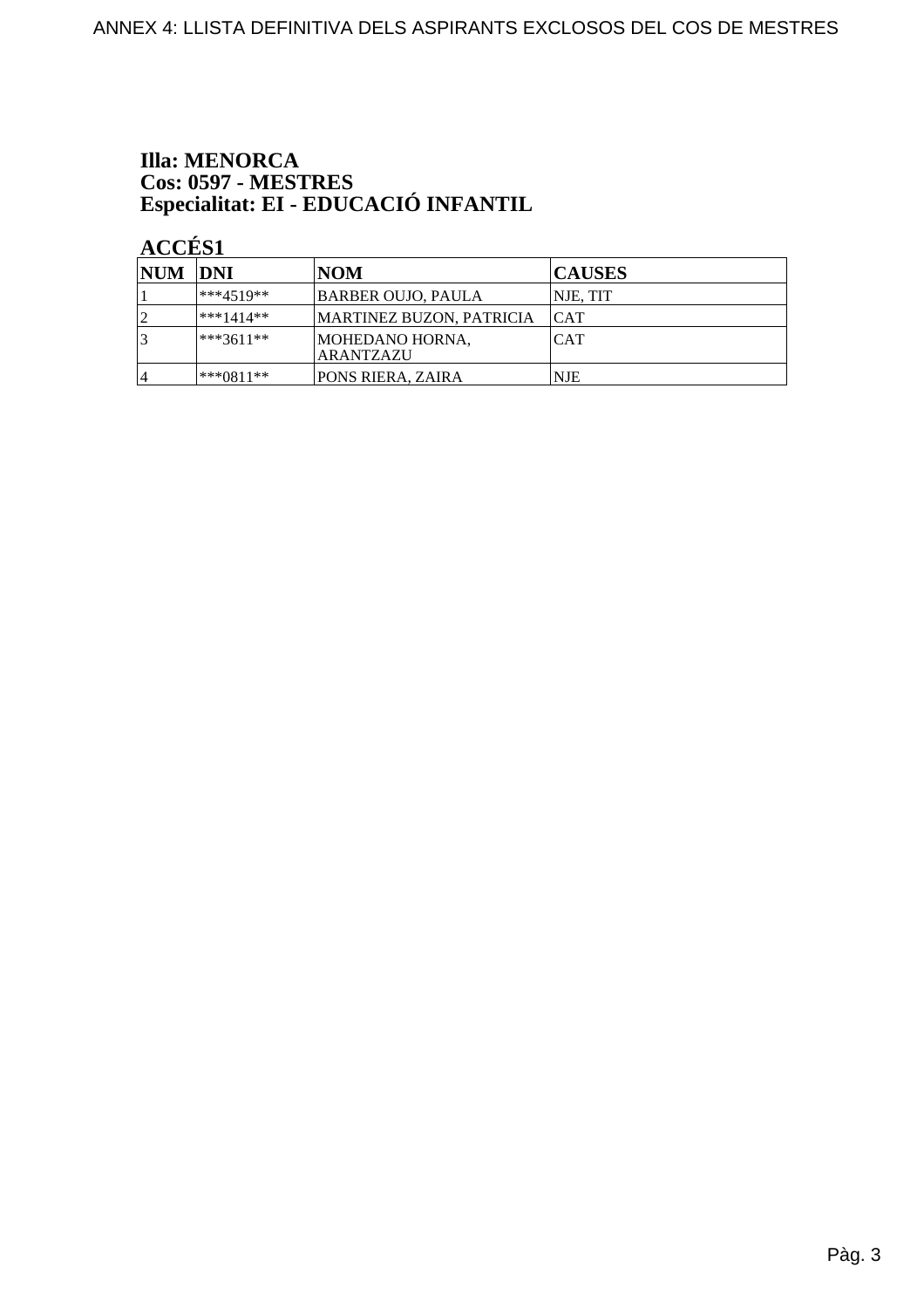**Illa: MENORCA**
**Cos: 0597 - MESTRES**
**Especialitat: EI - EDUCACIÓ INFANTIL**

**ACCÉS1**

| NUM | DNI | NOM | CAUSES |
|---|---|---|---|
| 1 | ***4519** | BARBER OUJO, PAULA | NJE, TIT |
| 2 | ***1414** | MARTINEZ BUZON, PATRICIA | CAT |
| 3 | ***3611** | MOHEDANO HORNA, ARANTZAZU | CAT |
| 4 | ***0811** | PONS RIERA, ZAIRA | NJE |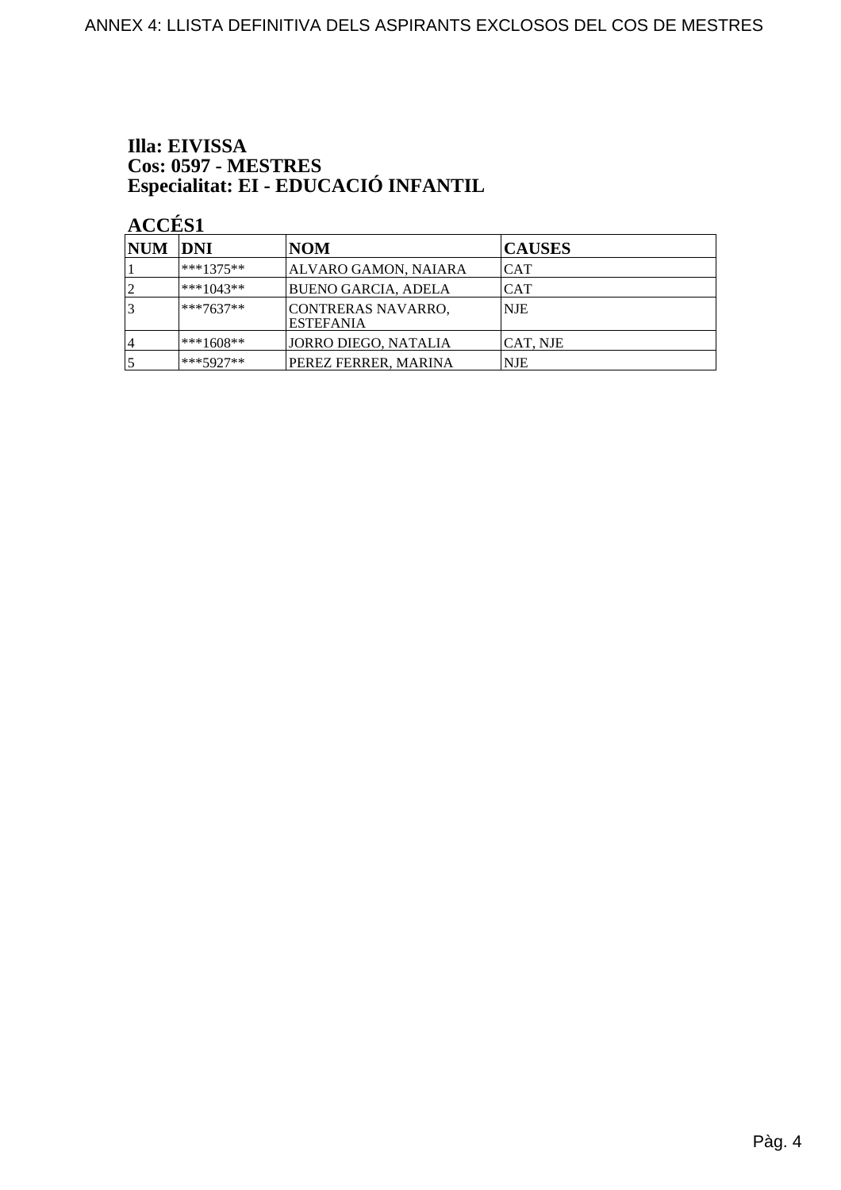**Illa: EIVISSA**
**Cos: 0597 - MESTRES**
**Especialitat: EI - EDUCACIÓ INFANTIL**

**ACCÉS1**

| NUM | DNI | NOM | CAUSES |
|---|---|---|---|
| 1 | ***1375** | ALVARO GAMON, NAIARA | CAT |
| 2 | ***1043** | BUENO GARCIA, ADELA | CAT |
| 3 | ***7637** | CONTRERAS NAVARRO, ESTEFANIA | NJE |
| 4 | ***1608** | JORRO DIEGO, NATALIA | CAT, NJE |
| 5 | ***5927** | PEREZ FERRER, MARINA | NJE |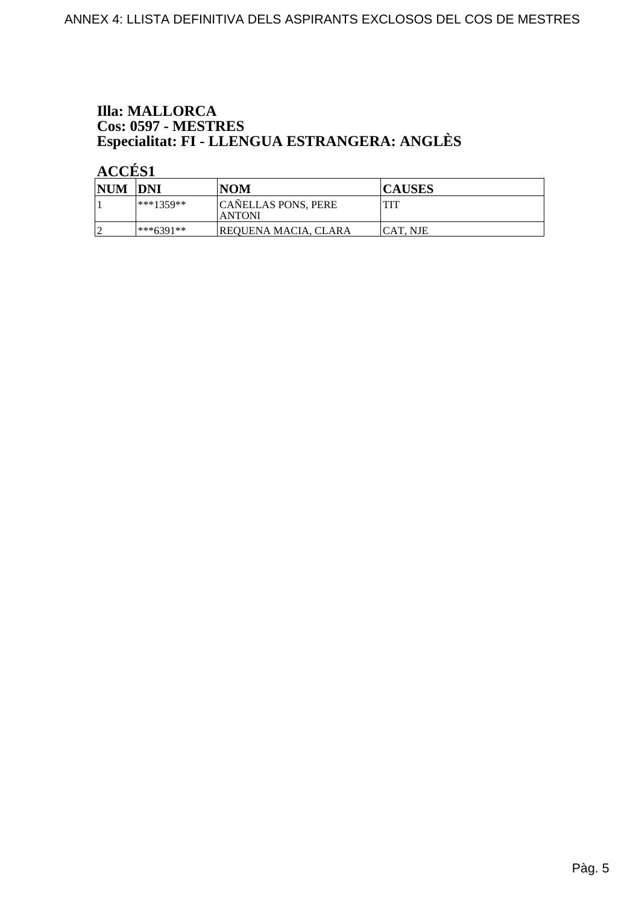**Illa: MALLORCA**
**Cos: 0597 - MESTRES**
**Especialitat: FI - LLENGUA ESTRANGERA: ANGLÈS**

**ACCÉS1**

| NUM | DNI | NOM | CAUSES |
|---|---|---|---|
| 1 | ***1359** | CAÑELLAS PONS, PERE ANTONI | TIT |
| 2 | ***6391** | REQUENA MACIA, CLARA | CAT, NJE |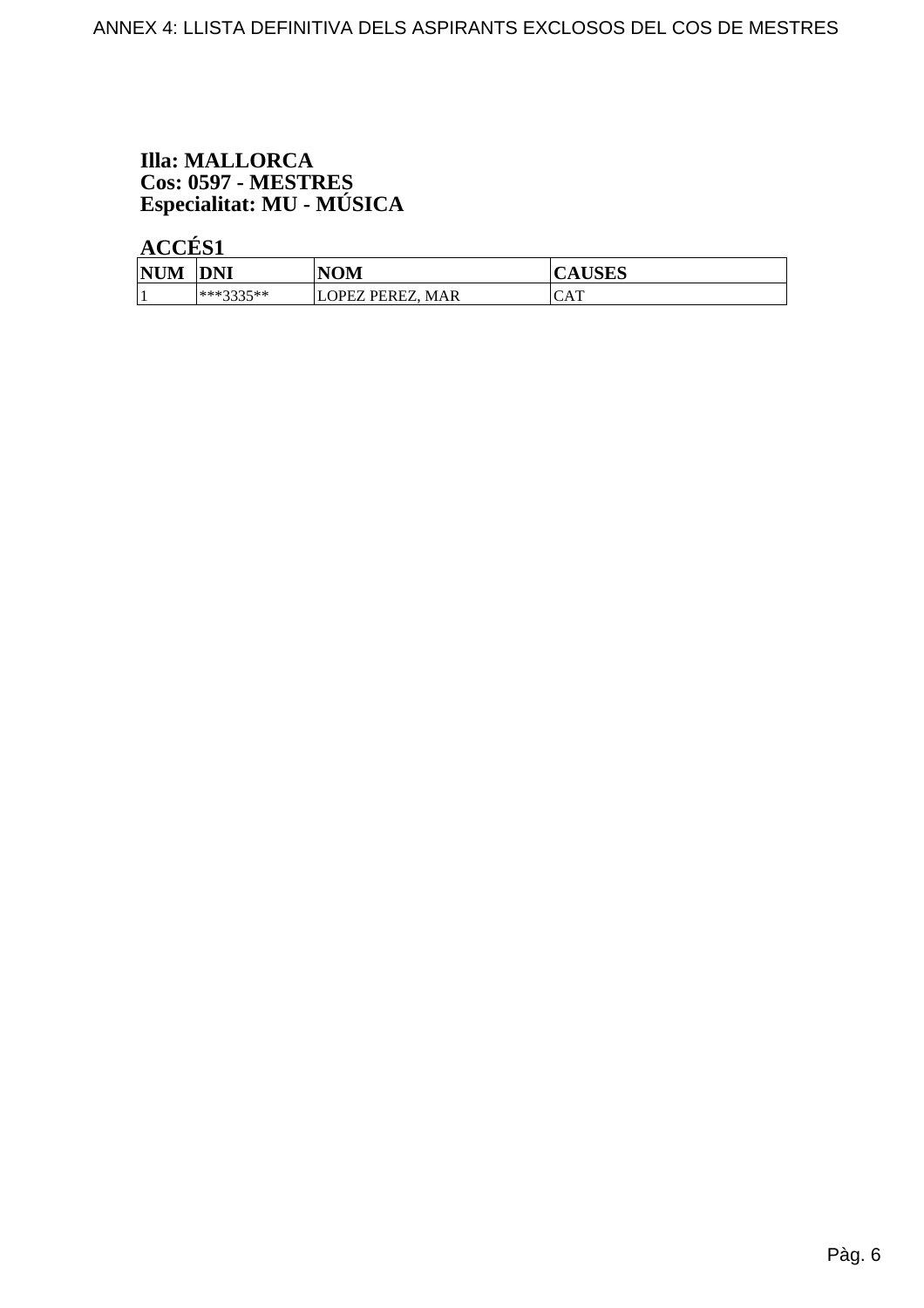**Illa: MALLORCA**
**Cos: 0597 - MESTRES**
**Especialitat: MU - MÚSICA**

**ACCÉS1**

| NUM | DNI | NOM | CAUSES |
|---|---|---|---|
| 1 | ***3335** | LOPEZ PEREZ, MAR | CAT |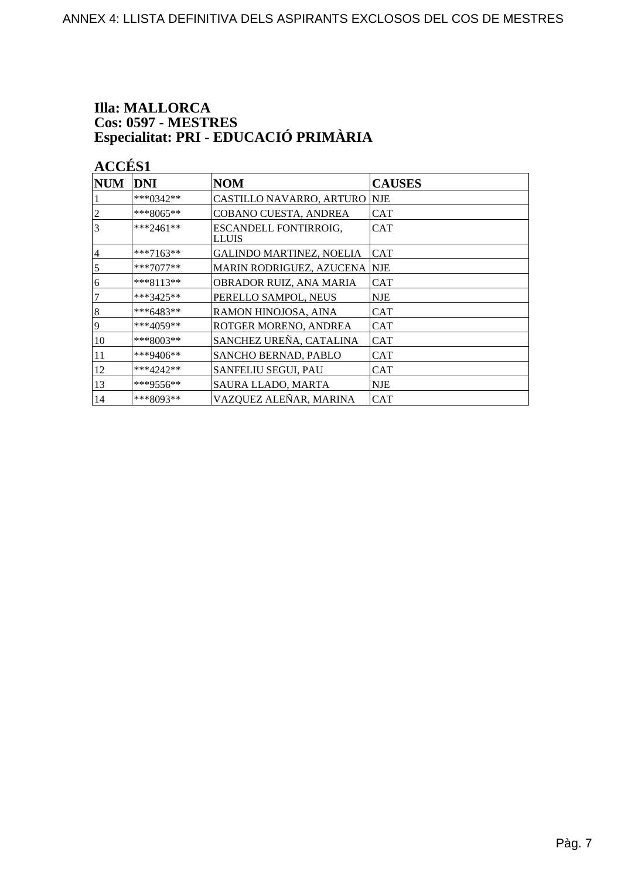**Illa: MALLORCA**
**Cos: 0597 - MESTRES**
**Especialitat: PRI - EDUCACIÓ PRIMÀRIA**

**ACCÉS1**

| NUM | DNI | NOM | CAUSES |
|---|---|---|---|
| 1 | ***0342** | CASTILLO NAVARRO, ARTURO | NJE |
| 2 | ***8065** | COBANO CUESTA, ANDREA | CAT |
| 3 | ***2461** | ESCANDELL FONTIRROIG, LLUIS | CAT |
| 4 | ***7163** | GALINDO MARTINEZ, NOELIA | CAT |
| 5 | ***7077** | MARIN RODRIGUEZ, AZUCENA | NJE |
| 6 | ***8113** | OBRADOR RUIZ, ANA MARIA | CAT |
| 7 | ***3425** | PERELLO SAMPOL, NEUS | NJE |
| 8 | ***6483** | RAMON HINOJOSA, AINA | CAT |
| 9 | ***4059** | ROTGER MORENO, ANDREA | CAT |
| 10 | ***8003** | SANCHEZ UREÑA, CATALINA | CAT |
| 11 | ***9406** | SANCHO BERNAD, PABLO | CAT |
| 12 | ***4242** | SANFELIU SEGUI, PAU | CAT |
| 13 | ***9556** | SAURA LLADO, MARTA | NJE |
| 14 | ***8093** | VAZQUEZ ALEÑAR, MARINA | CAT |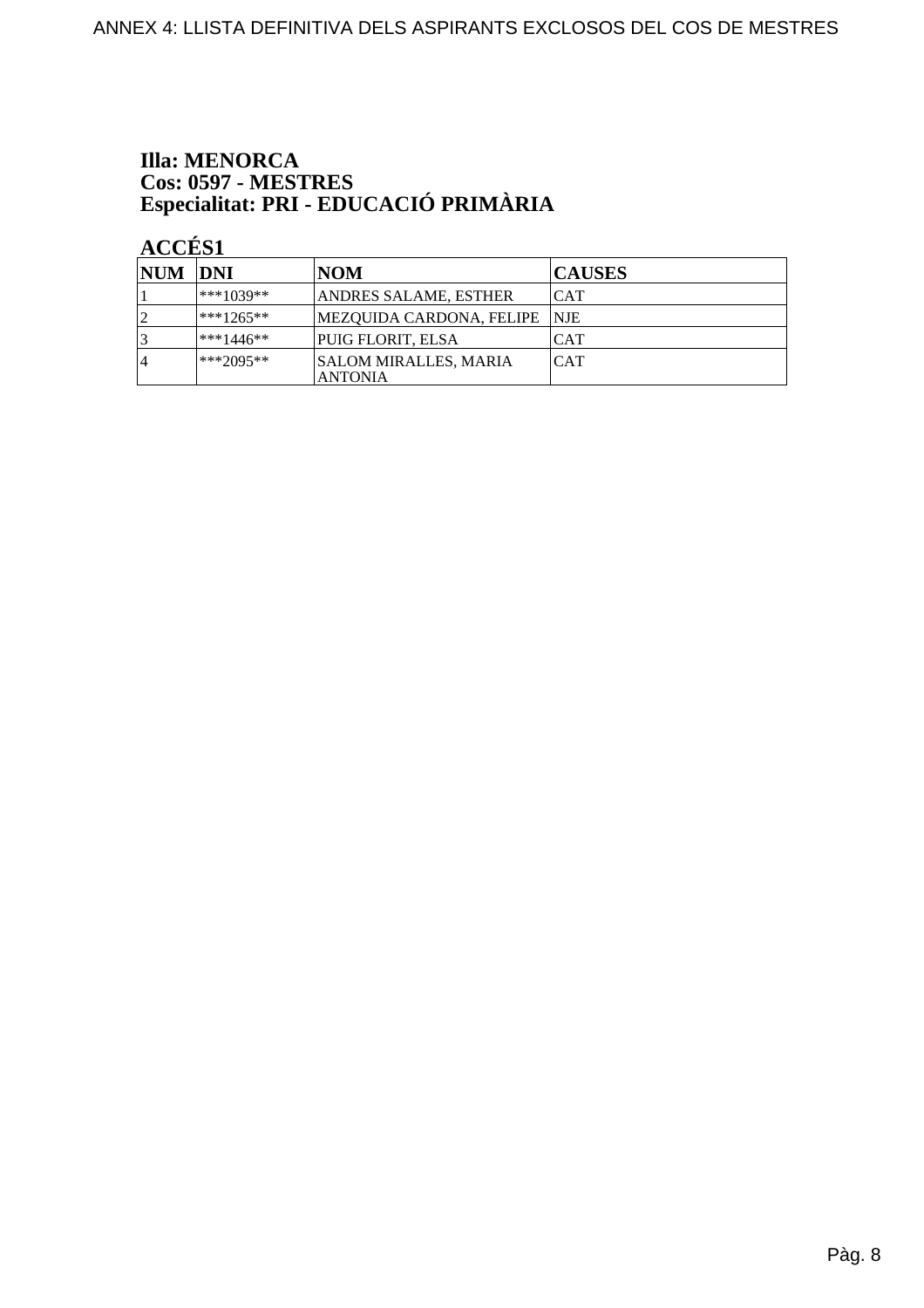**Illa: MENORCA**
**Cos: 0597 - MESTRES**
**Especialitat: PRI - EDUCACIÓ PRIMÀRIA**

**ACCÉS1**

| NUM | DNI | NOM | CAUSES |
|---|---|---|---|
| 1 | ***1039** | ANDRES SALAME, ESTHER | CAT |
| 2 | ***1265** | MEZQUIDA CARDONA, FELIPE | NJE |
| 3 | ***1446** | PUIG FLORIT, ELSA | CAT |
| 4 | ***2095** | SALOM MIRALLES, MARIA ANTONIA | CAT |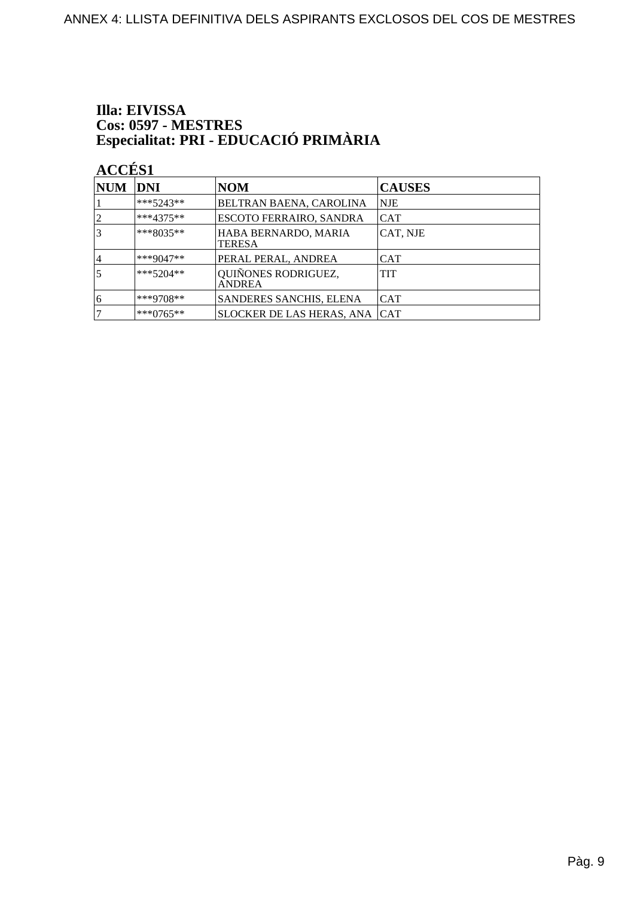**Illa: EIVISSA**
**Cos: 0597 - MESTRES**
**Especialitat: PRI - EDUCACIÓ PRIMÀRIA**

**ACCÉS1**

| NUM | DNI | NOM | CAUSES |
|---|---|---|---|
| 1 | ***5243** | BELTRAN BAENA, CAROLINA | NJE |
| 2 | ***4375** | ESCOTO FERRAIRO, SANDRA | CAT |
| 3 | ***8035** | HABA BERNARDO, MARIA TERESA | CAT, NJE |
| 4 | ***9047** | PERAL PERAL, ANDREA | CAT |
| 5 | ***5204** | QUIÑONES RODRIGUEZ, ANDREA | TIT |
| 6 | ***9708** | SANDERES SANCHIS, ELENA | CAT |
| 7 | ***0765** | SLOCKER DE LAS HERAS, ANA | CAT |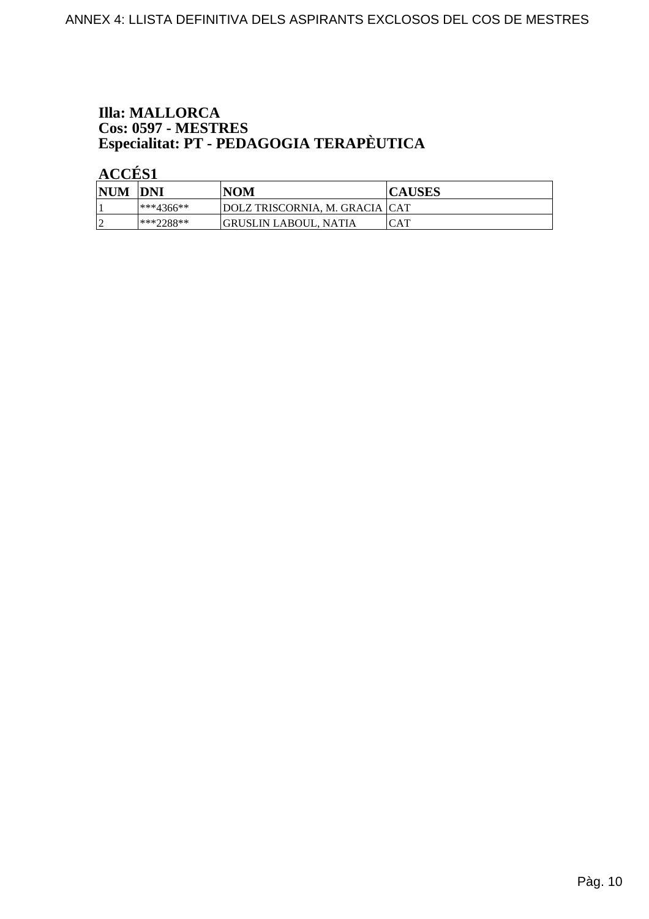**Illa: MALLORCA**
**Cos: 0597 - MESTRES**
**Especialitat: PT - PEDAGOGIA TERAPÈUTICA**

**ACCÉS1**

| NUM | DNI | NOM | CAUSES |
|---|---|---|---|
| 1 | ***4366** | DOLZ TRISCORNIA, M. GRACIA | CAT |
| 2 | ***2288** | GRUSLIN LABOUL, NATIA | CAT |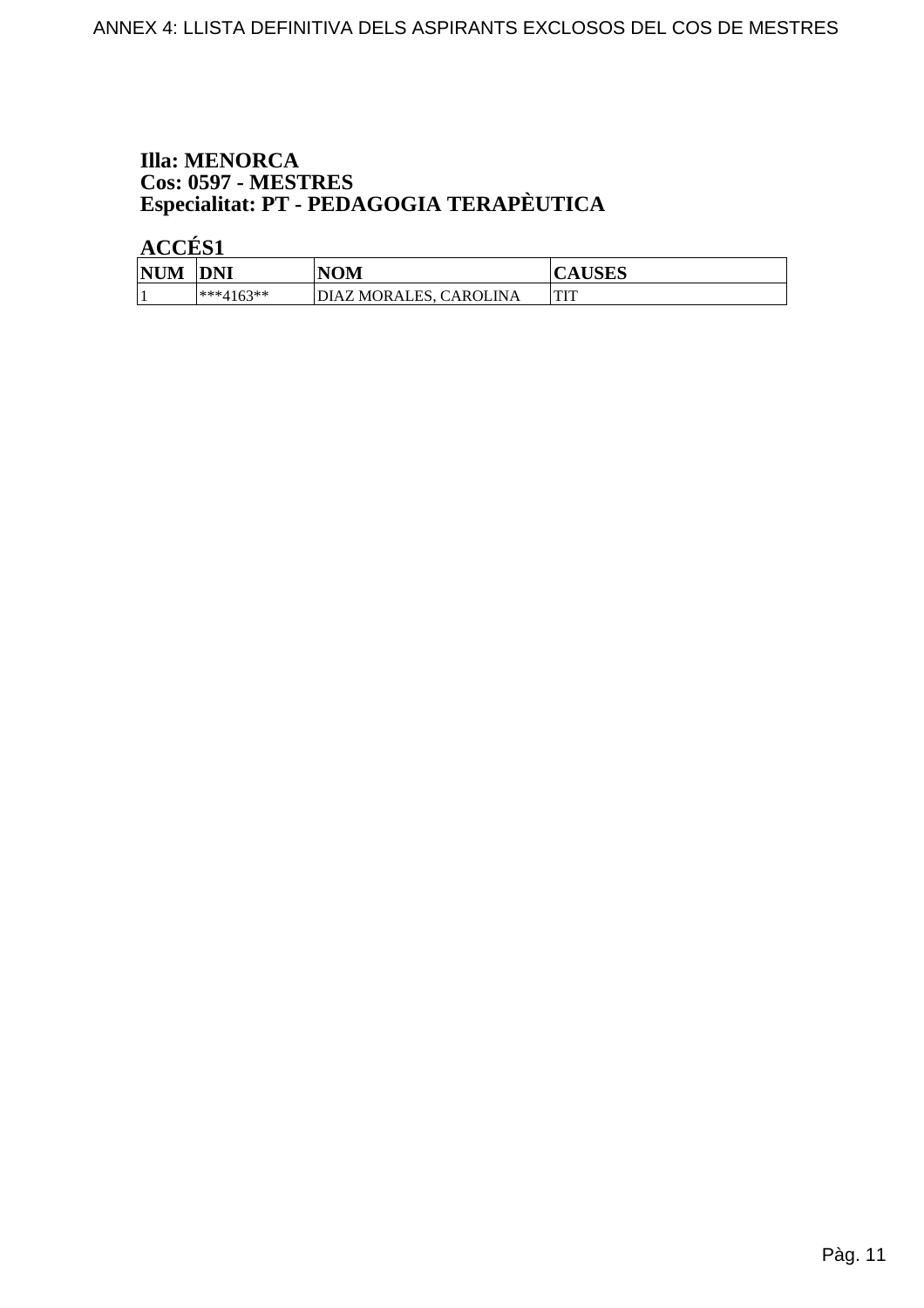ANNEX 4: LLISTA DEFINITIVA DELS ASPIRANTS EXCLOSOS DEL COS DE MESTRES

**Illa: MENORCA**
**Cos: 0597 - MESTRES**
**Especialitat: PT - PEDAGOGIA TERAPÈUTICA**

**ACCÉS1**

| NUM | DNI | NOM | CAUSES |
|---|---|---|---|
| 1 | ***4163** | DIAZ MORALES, CAROLINA | TIT |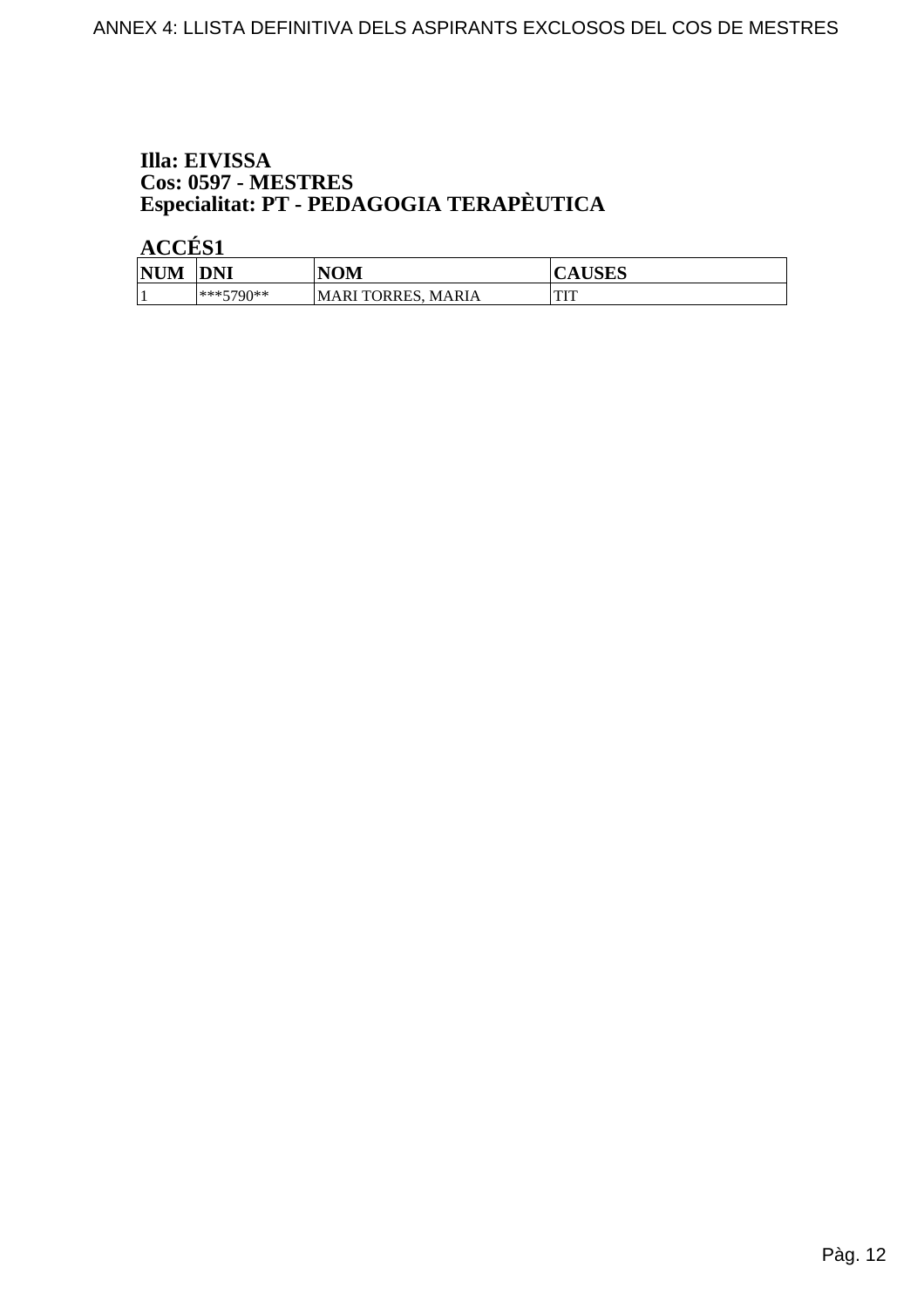**Illa: EIVISSA**
**Cos: 0597 - MESTRES**
**Especialitat: PT - PEDAGOGIA TERAPÈUTICA**

**ACCÉS1**

| NUM | DNI | NOM | CAUSES |
|---|---|---|---|
| 1 | ***5790** | MARI TORRES, MARIA | TIT |